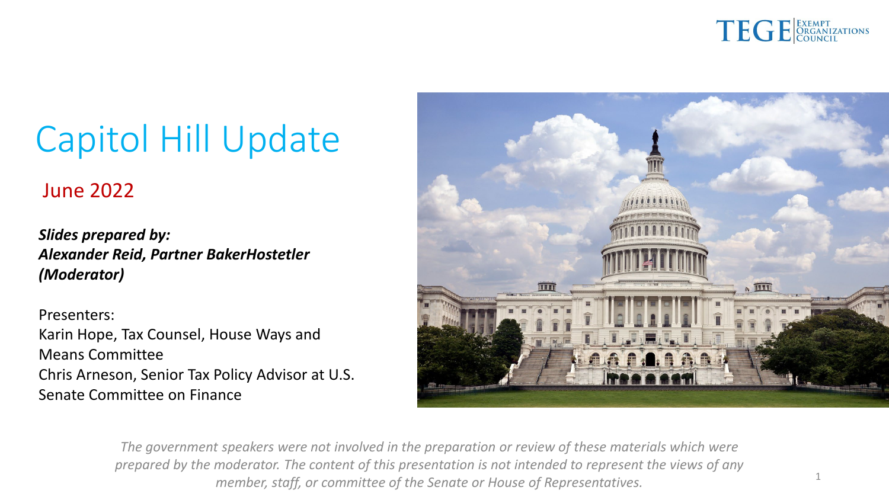TEGE | Exempt Organizations Council

# Capitol Hill Update

## June 2022

***Slides prepared by:***
***Alexander Reid, Partner BakerHostetler (Moderator)***

Presenters:
Karin Hope, Tax Counsel, House Ways and Means Committee
Chris Arneson, Senior Tax Policy Advisor at U.S. Senate Committee on Finance

*The government speakers were not involved in the preparation or review of these materials which were prepared by the moderator. The content of this presentation is not intended to represent the views of any member, staff, or committee of the Senate or House of Representatives.*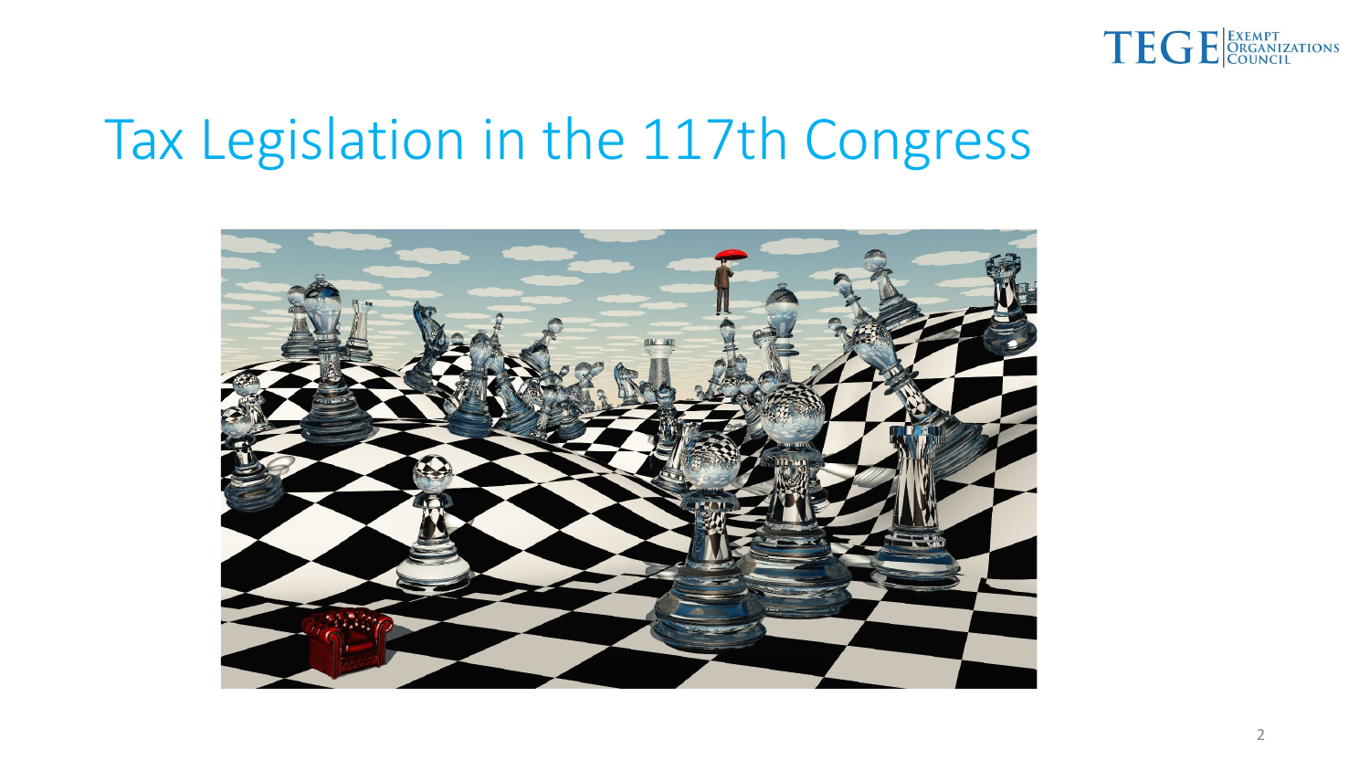# Tax Legislation in the 117th Congress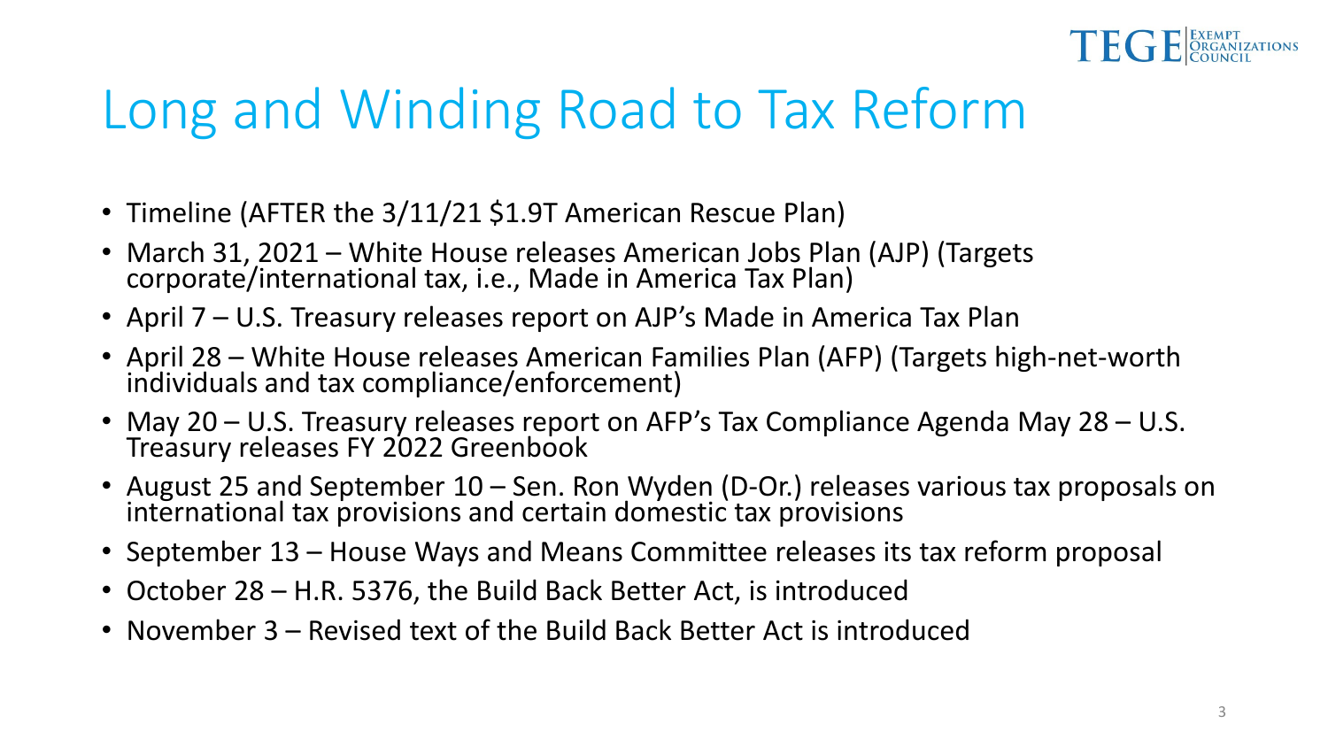# Long and Winding Road to Tax Reform

- Timeline (AFTER the 3/11/21 $1.9T American Rescue Plan)
- March 31, 2021 – White House releases American Jobs Plan (AJP) (Targets corporate/international tax, i.e., Made in America Tax Plan)
- April 7 – U.S. Treasury releases report on AJP's Made in America Tax Plan
- April 28 – White House releases American Families Plan (AFP) (Targets high-net-worth individuals and tax compliance/enforcement)
- May 20 – U.S. Treasury releases report on AFP's Tax Compliance Agenda May 28 – U.S. Treasury releases FY 2022 Greenbook
- August 25 and September 10 – Sen. Ron Wyden (D-Or.) releases various tax proposals on international tax provisions and certain domestic tax provisions
- September 13 – House Ways and Means Committee releases its tax reform proposal
- October 28 – H.R. 5376, the Build Back Better Act, is introduced
- November 3 – Revised text of the Build Back Better Act is introduced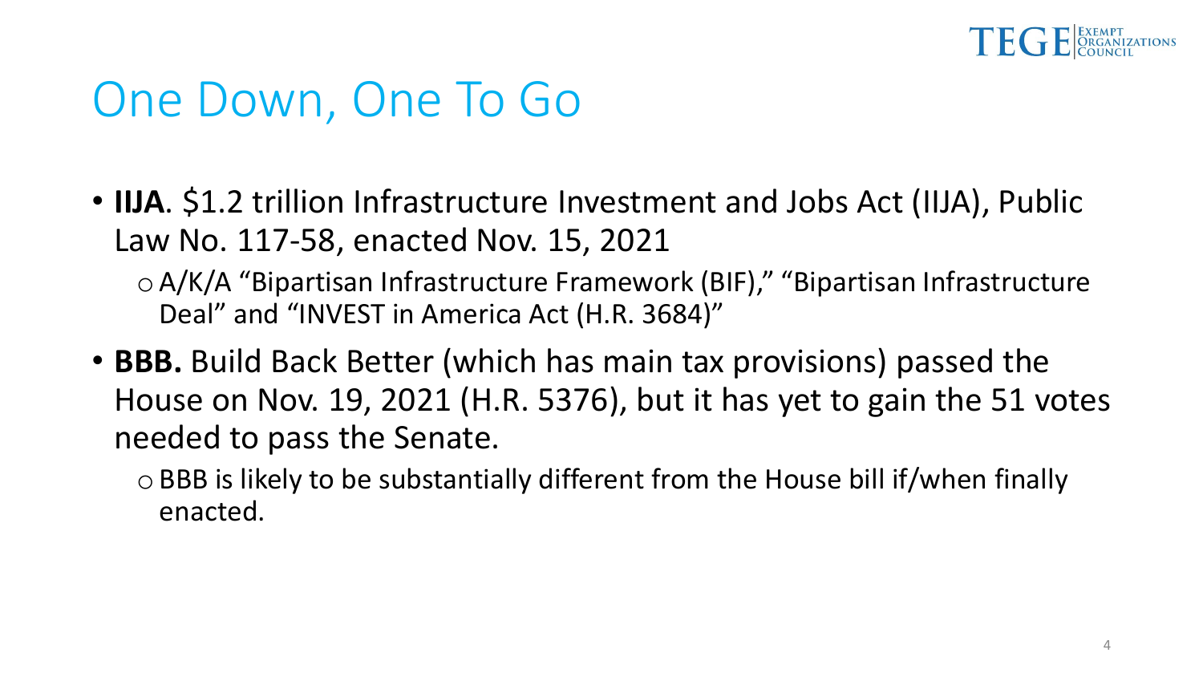# One Down, One To Go

- **IIJA**. $1.2 trillion Infrastructure Investment and Jobs Act (IIJA), Public Law No. 117-58, enacted Nov. 15, 2021
  - A/K/A "Bipartisan Infrastructure Framework (BIF)," "Bipartisan Infrastructure Deal" and "INVEST in America Act (H.R. 3684)"
- **BBB.** Build Back Better (which has main tax provisions) passed the House on Nov. 19, 2021 (H.R. 5376), but it has yet to gain the 51 votes needed to pass the Senate.
  - BBB is likely to be substantially different from the House bill if/when finally enacted.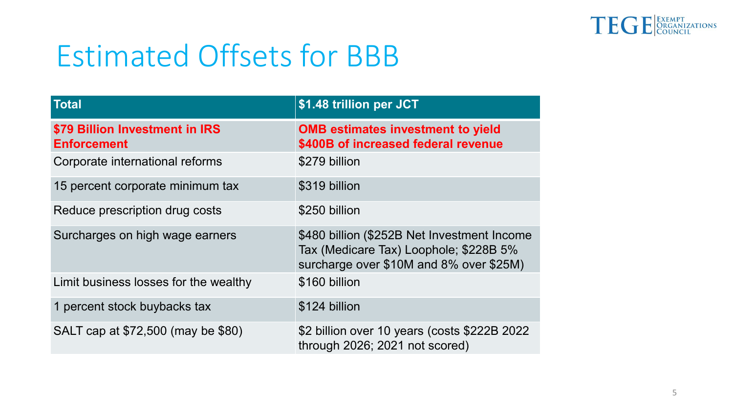# Estimated Offsets for BBB

| Total | $1.48 trillion per JCT |
|---|---|
| **$79 Billion Investment in IRS Enforcement** | **OMB estimates investment to yield $400B of increased federal revenue** |
| Corporate international reforms | $279 billion |
| 15 percent corporate minimum tax | $319 billion |
| Reduce prescription drug costs | $250 billion |
| Surcharges on high wage earners | $480 billion ($252B Net Investment Income Tax (Medicare Tax) Loophole; $228B 5% surcharge over $10M and 8% over $25M) |
| Limit business losses for the wealthy | $160 billion |
| 1 percent stock buybacks tax | $124 billion |
| SALT cap at $72,500 (may be $80) | $2 billion over 10 years (costs $222B 2022 through 2026; 2021 not scored) |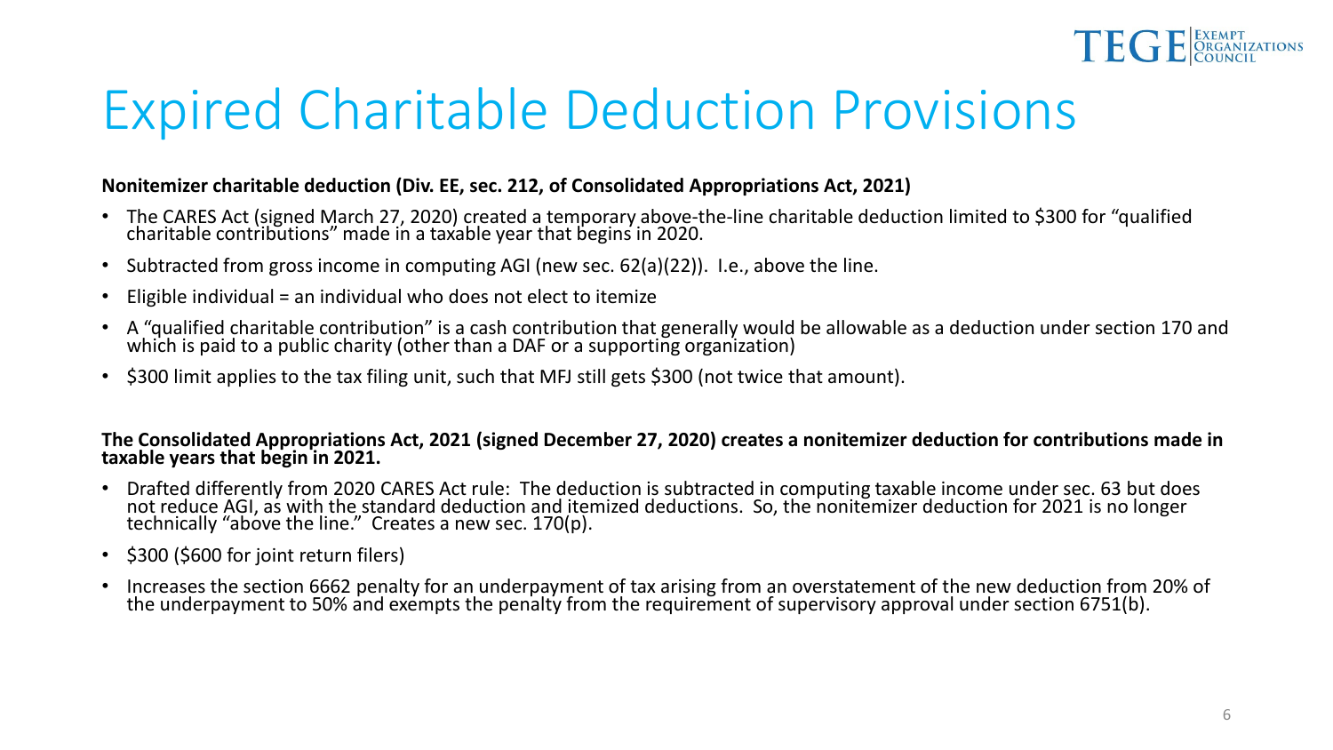# Expired Charitable Deduction Provisions

**Nonitemizer charitable deduction (Div. EE, sec. 212, of Consolidated Appropriations Act, 2021)**

- The CARES Act (signed March 27, 2020) created a temporary above-the-line charitable deduction limited to $300 for "qualified charitable contributions" made in a taxable year that begins in 2020.
- Subtracted from gross income in computing AGI (new sec. 62(a)(22)). I.e., above the line.
- Eligible individual = an individual who does not elect to itemize
- A "qualified charitable contribution" is a cash contribution that generally would be allowable as a deduction under section 170 and which is paid to a public charity (other than a DAF or a supporting organization)
- $300 limit applies to the tax filing unit, such that MFJ still gets $300 (not twice that amount).

**The Consolidated Appropriations Act, 2021 (signed December 27, 2020) creates a nonitemizer deduction for contributions made in taxable years that begin in 2021.**

- Drafted differently from 2020 CARES Act rule: The deduction is subtracted in computing taxable income under sec. 63 but does not reduce AGI, as with the standard deduction and itemized deductions. So, the nonitemizer deduction for 2021 is no longer technically "above the line." Creates a new sec. 170(p).
- $300 ($600 for joint return filers)
- Increases the section 6662 penalty for an underpayment of tax arising from an overstatement of the new deduction from 20% of the underpayment to 50% and exempts the penalty from the requirement of supervisory approval under section 6751(b).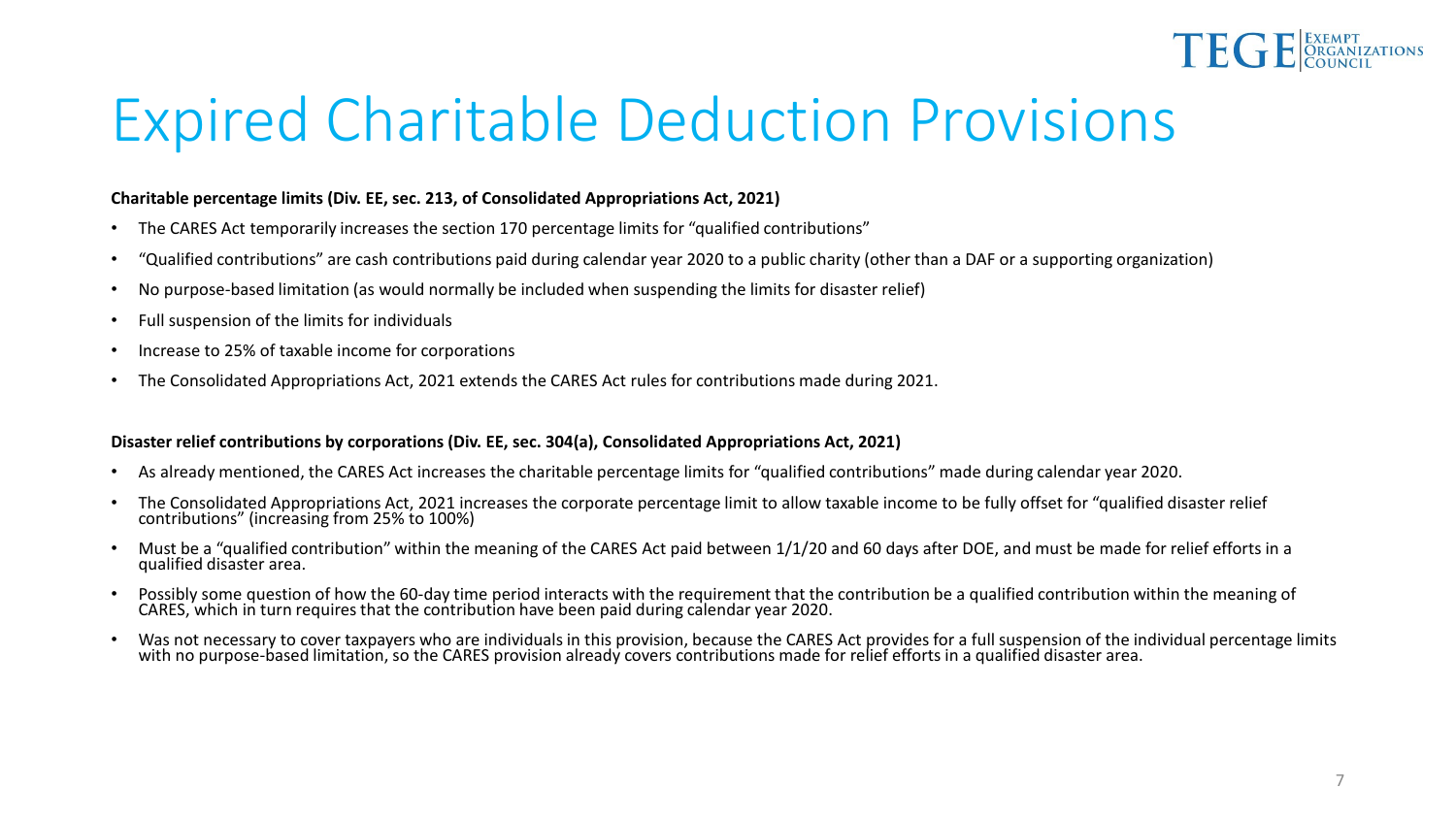# Expired Charitable Deduction Provisions

**Charitable percentage limits (Div. EE, sec. 213, of Consolidated Appropriations Act, 2021)**

- The CARES Act temporarily increases the section 170 percentage limits for "qualified contributions"
- "Qualified contributions" are cash contributions paid during calendar year 2020 to a public charity (other than a DAF or a supporting organization)
- No purpose-based limitation (as would normally be included when suspending the limits for disaster relief)
- Full suspension of the limits for individuals
- Increase to 25% of taxable income for corporations
- The Consolidated Appropriations Act, 2021 extends the CARES Act rules for contributions made during 2021.

**Disaster relief contributions by corporations (Div. EE, sec. 304(a), Consolidated Appropriations Act, 2021)**

- As already mentioned, the CARES Act increases the charitable percentage limits for "qualified contributions" made during calendar year 2020.
- The Consolidated Appropriations Act, 2021 increases the corporate percentage limit to allow taxable income to be fully offset for "qualified disaster relief contributions" (increasing from 25% to 100%)
- Must be a "qualified contribution" within the meaning of the CARES Act paid between 1/1/20 and 60 days after DOE, and must be made for relief efforts in a qualified disaster area.
- Possibly some question of how the 60-day time period interacts with the requirement that the contribution be a qualified contribution within the meaning of CARES, which in turn requires that the contribution have been paid during calendar year 2020.
- Was not necessary to cover taxpayers who are individuals in this provision, because the CARES Act provides for a full suspension of the individual percentage limits with no purpose-based limitation, so the CARES provision already covers contributions made for relief efforts in a qualified disaster area.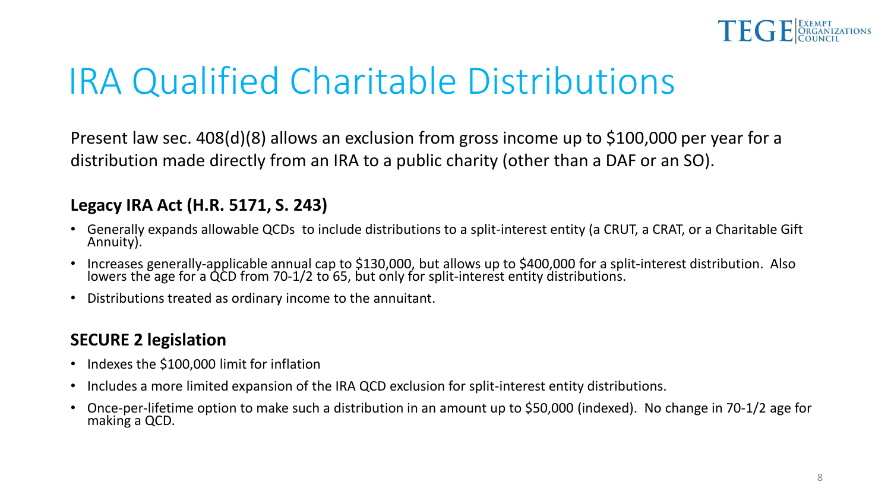# IRA Qualified Charitable Distributions

Present law sec. 408(d)(8) allows an exclusion from gross income up to $100,000 per year for a distribution made directly from an IRA to a public charity (other than a DAF or an SO).

### Legacy IRA Act (H.R. 5171, S. 243)

- Generally expands allowable QCDs to include distributions to a split-interest entity (a CRUT, a CRAT, or a Charitable Gift Annuity).
- Increases generally-applicable annual cap to $130,000, but allows up to $400,000 for a split-interest distribution. Also lowers the age for a QCD from 70-1/2 to 65, but only for split-interest entity distributions.
- Distributions treated as ordinary income to the annuitant.

### SECURE 2 legislation

- Indexes the $100,000 limit for inflation
- Includes a more limited expansion of the IRA QCD exclusion for split-interest entity distributions.
- Once-per-lifetime option to make such a distribution in an amount up to $50,000 (indexed). No change in 70-1/2 age for making a QCD.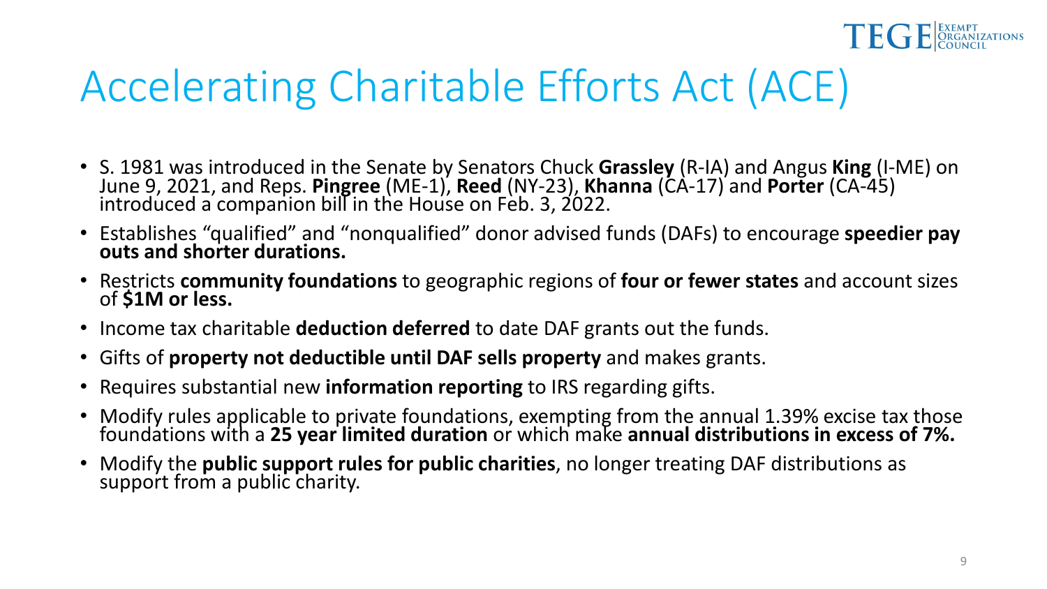# Accelerating Charitable Efforts Act (ACE)

- S. 1981 was introduced in the Senate by Senators Chuck **Grassley** (R-IA) and Angus **King** (I-ME) on June 9, 2021, and Reps. **Pingree** (ME-1), **Reed** (NY-23), **Khanna** (CA-17) and **Porter** (CA-45) introduced a companion bill in the House on Feb. 3, 2022.
- Establishes "qualified" and "nonqualified" donor advised funds (DAFs) to encourage **speedier pay outs and shorter durations.**
- Restricts **community foundations** to geographic regions of **four or fewer states** and account sizes of **$1M or less.**
- Income tax charitable **deduction deferred** to date DAF grants out the funds.
- Gifts of **property not deductible until DAF sells property** and makes grants.
- Requires substantial new **information reporting** to IRS regarding gifts.
- Modify rules applicable to private foundations, exempting from the annual 1.39% excise tax those foundations with a **25 year limited duration** or which make **annual distributions in excess of 7%.**
- Modify the **public support rules for public charities**, no longer treating DAF distributions as support from a public charity.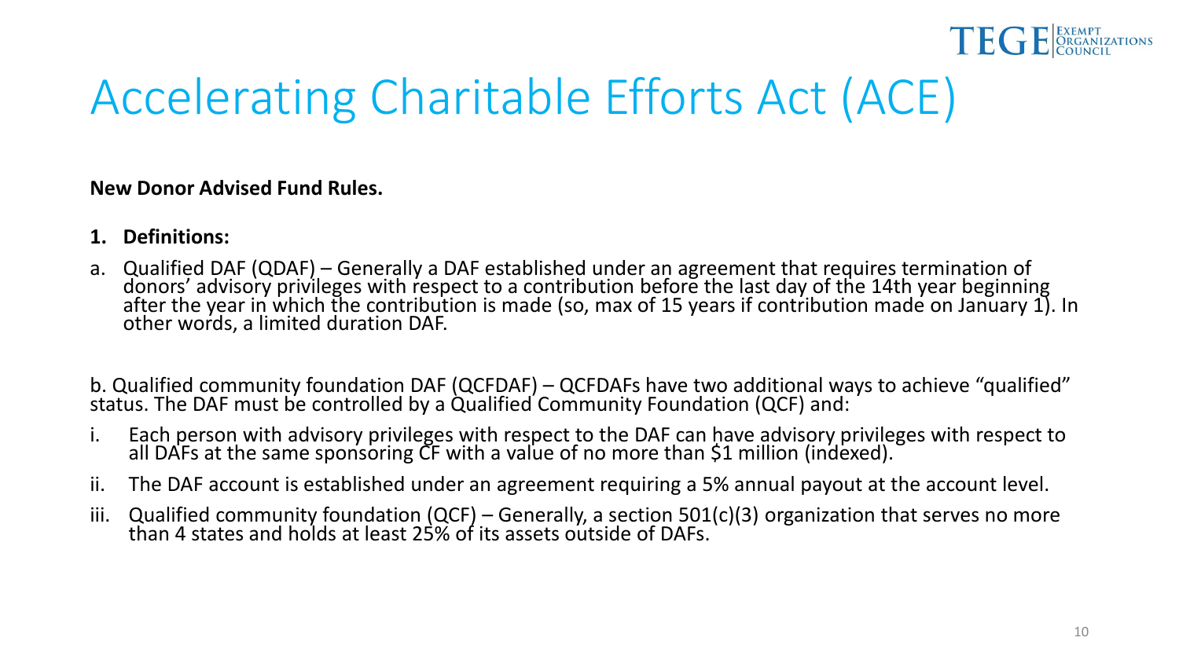# Accelerating Charitable Efforts Act (ACE)

**New Donor Advised Fund Rules.**

1. **Definitions:**

a. Qualified DAF (QDAF) – Generally a DAF established under an agreement that requires termination of donors' advisory privileges with respect to a contribution before the last day of the 14th year beginning after the year in which the contribution is made (so, max of 15 years if contribution made on January 1). In other words, a limited duration DAF.

b. Qualified community foundation DAF (QCFDAF) – QCFDAFs have two additional ways to achieve "qualified" status. The DAF must be controlled by a Qualified Community Foundation (QCF) and:

i. Each person with advisory privileges with respect to the DAF can have advisory privileges with respect to all DAFs at the same sponsoring CF with a value of no more than $1 million (indexed).

ii. The DAF account is established under an agreement requiring a 5% annual payout at the account level.

iii. Qualified community foundation (QCF) – Generally, a section 501(c)(3) organization that serves no more than 4 states and holds at least 25% of its assets outside of DAFs.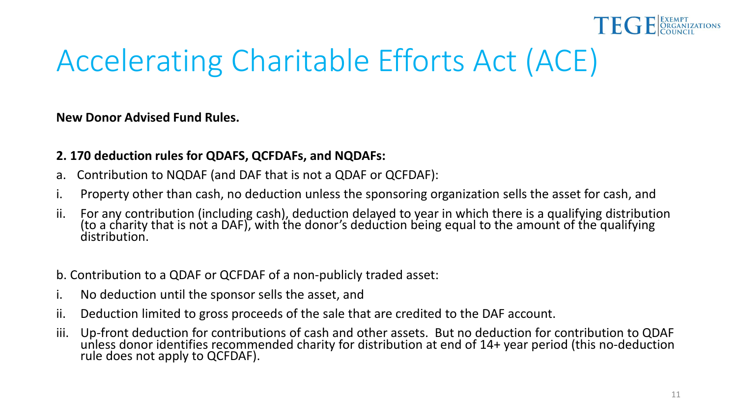# Accelerating Charitable Efforts Act (ACE)

**New Donor Advised Fund Rules.**

**2. 170 deduction rules for QDAFS, QCFDAFs, and NQDAFs:**

a. Contribution to NQDAF (and DAF that is not a QDAF or QCFDAF):

i. Property other than cash, no deduction unless the sponsoring organization sells the asset for cash, and

ii. For any contribution (including cash), deduction delayed to year in which there is a qualifying distribution (to a charity that is not a DAF), with the donor's deduction being equal to the amount of the qualifying distribution.

b. Contribution to a QDAF or QCFDAF of a non-publicly traded asset:

i. No deduction until the sponsor sells the asset, and

ii. Deduction limited to gross proceeds of the sale that are credited to the DAF account.

iii. Up-front deduction for contributions of cash and other assets. But no deduction for contribution to QDAF unless donor identifies recommended charity for distribution at end of 14+ year period (this no-deduction rule does not apply to QCFDAF).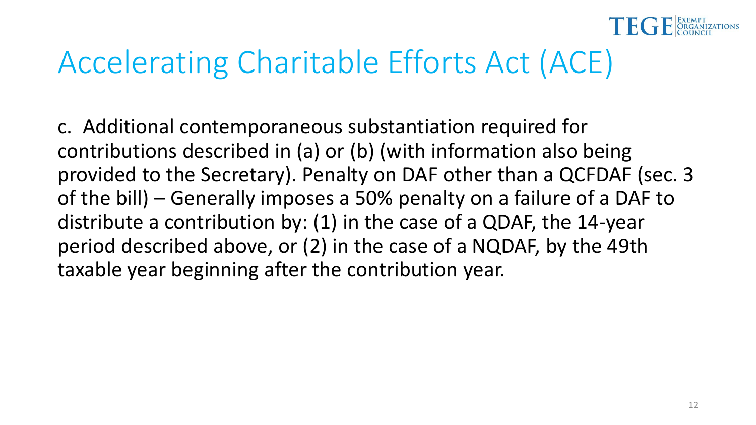# Accelerating Charitable Efforts Act (ACE)

c. Additional contemporaneous substantiation required for contributions described in (a) or (b) (with information also being provided to the Secretary). Penalty on DAF other than a QCFDAF (sec. 3 of the bill) – Generally imposes a 50% penalty on a failure of a DAF to distribute a contribution by: (1) in the case of a QDAF, the 14-year period described above, or (2) in the case of a NQDAF, by the 49th taxable year beginning after the contribution year.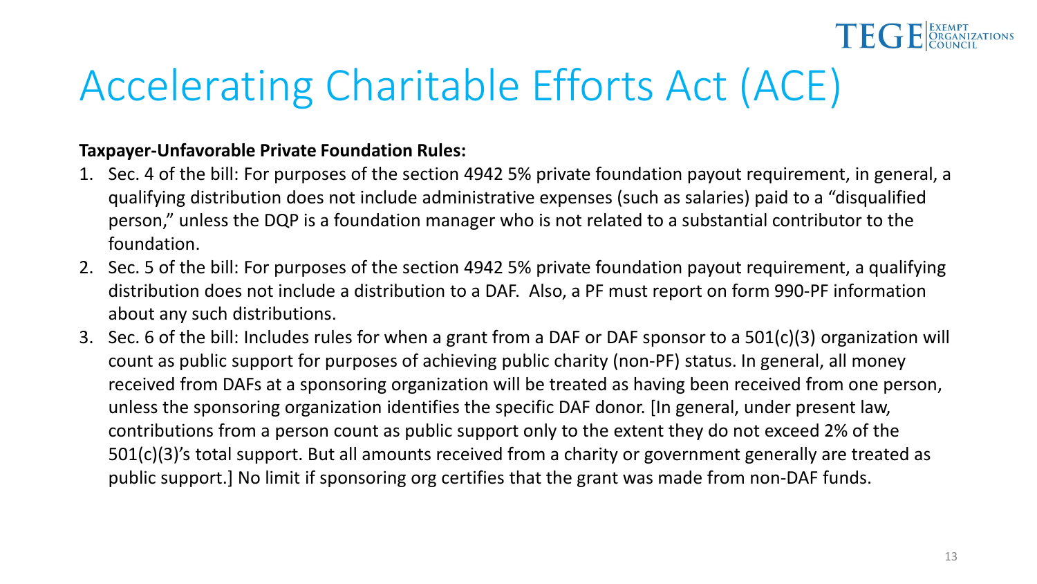# Accelerating Charitable Efforts Act (ACE)

**Taxpayer-Unfavorable Private Foundation Rules:**

1. Sec. 4 of the bill: For purposes of the section 4942 5% private foundation payout requirement, in general, a qualifying distribution does not include administrative expenses (such as salaries) paid to a "disqualified person," unless the DQP is a foundation manager who is not related to a substantial contributor to the foundation.
2. Sec. 5 of the bill: For purposes of the section 4942 5% private foundation payout requirement, a qualifying distribution does not include a distribution to a DAF. Also, a PF must report on form 990-PF information about any such distributions.
3. Sec. 6 of the bill: Includes rules for when a grant from a DAF or DAF sponsor to a 501(c)(3) organization will count as public support for purposes of achieving public charity (non-PF) status. In general, all money received from DAFs at a sponsoring organization will be treated as having been received from one person, unless the sponsoring organization identifies the specific DAF donor. [In general, under present law, contributions from a person count as public support only to the extent they do not exceed 2% of the 501(c)(3)'s total support. But all amounts received from a charity or government generally are treated as public support.] No limit if sponsoring org certifies that the grant was made from non-DAF funds.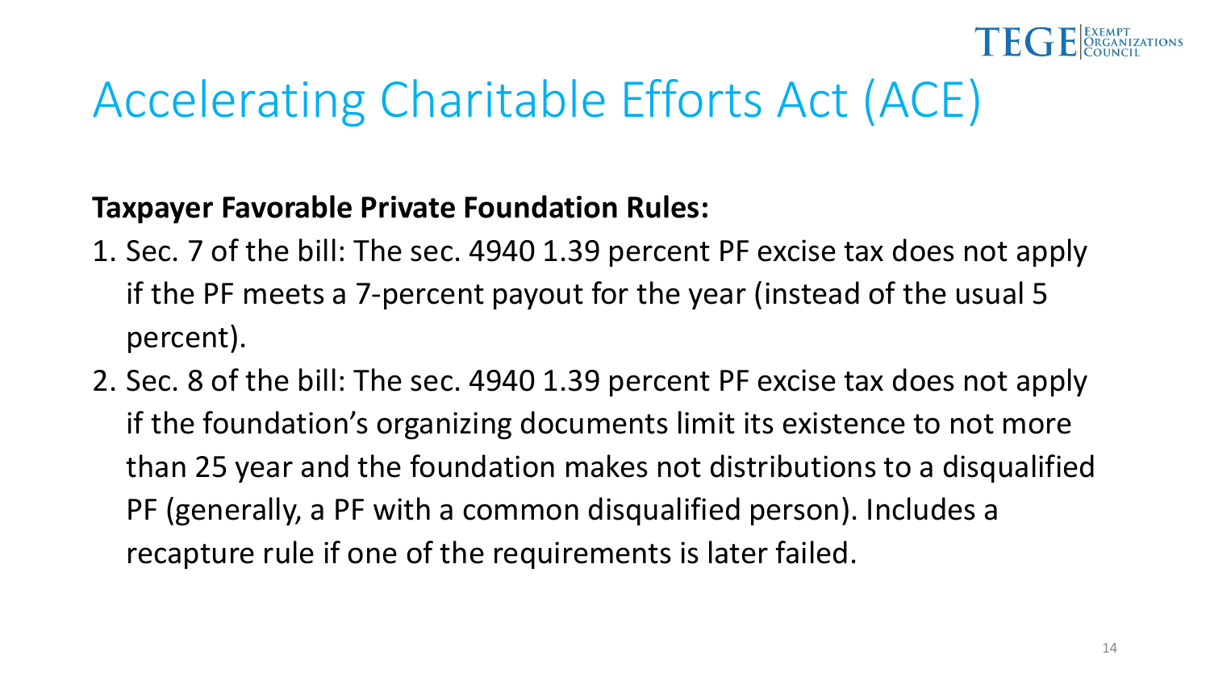# Accelerating Charitable Efforts Act (ACE)

**Taxpayer Favorable Private Foundation Rules:**

1. Sec. 7 of the bill: The sec. 4940 1.39 percent PF excise tax does not apply if the PF meets a 7-percent payout for the year (instead of the usual 5 percent).
2. Sec. 8 of the bill: The sec. 4940 1.39 percent PF excise tax does not apply if the foundation's organizing documents limit its existence to not more than 25 year and the foundation makes not distributions to a disqualified PF (generally, a PF with a common disqualified person). Includes a recapture rule if one of the requirements is later failed.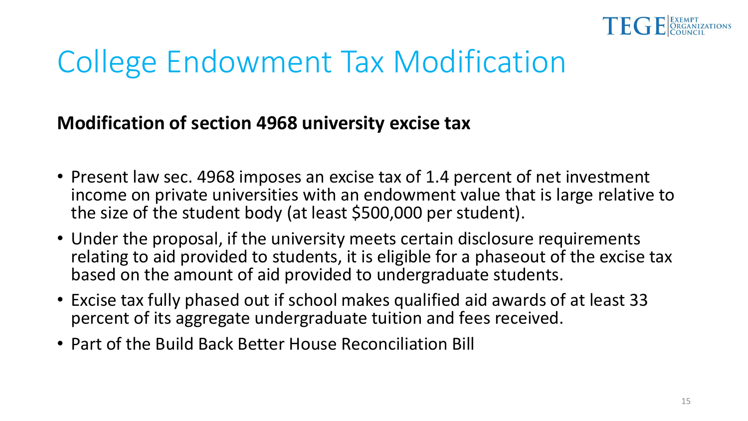# College Endowment Tax Modification

**Modification of section 4968 university excise tax**

- Present law sec. 4968 imposes an excise tax of 1.4 percent of net investment income on private universities with an endowment value that is large relative to the size of the student body (at least $500,000 per student).
- Under the proposal, if the university meets certain disclosure requirements relating to aid provided to students, it is eligible for a phaseout of the excise tax based on the amount of aid provided to undergraduate students.
- Excise tax fully phased out if school makes qualified aid awards of at least 33 percent of its aggregate undergraduate tuition and fees received.
- Part of the Build Back Better House Reconciliation Bill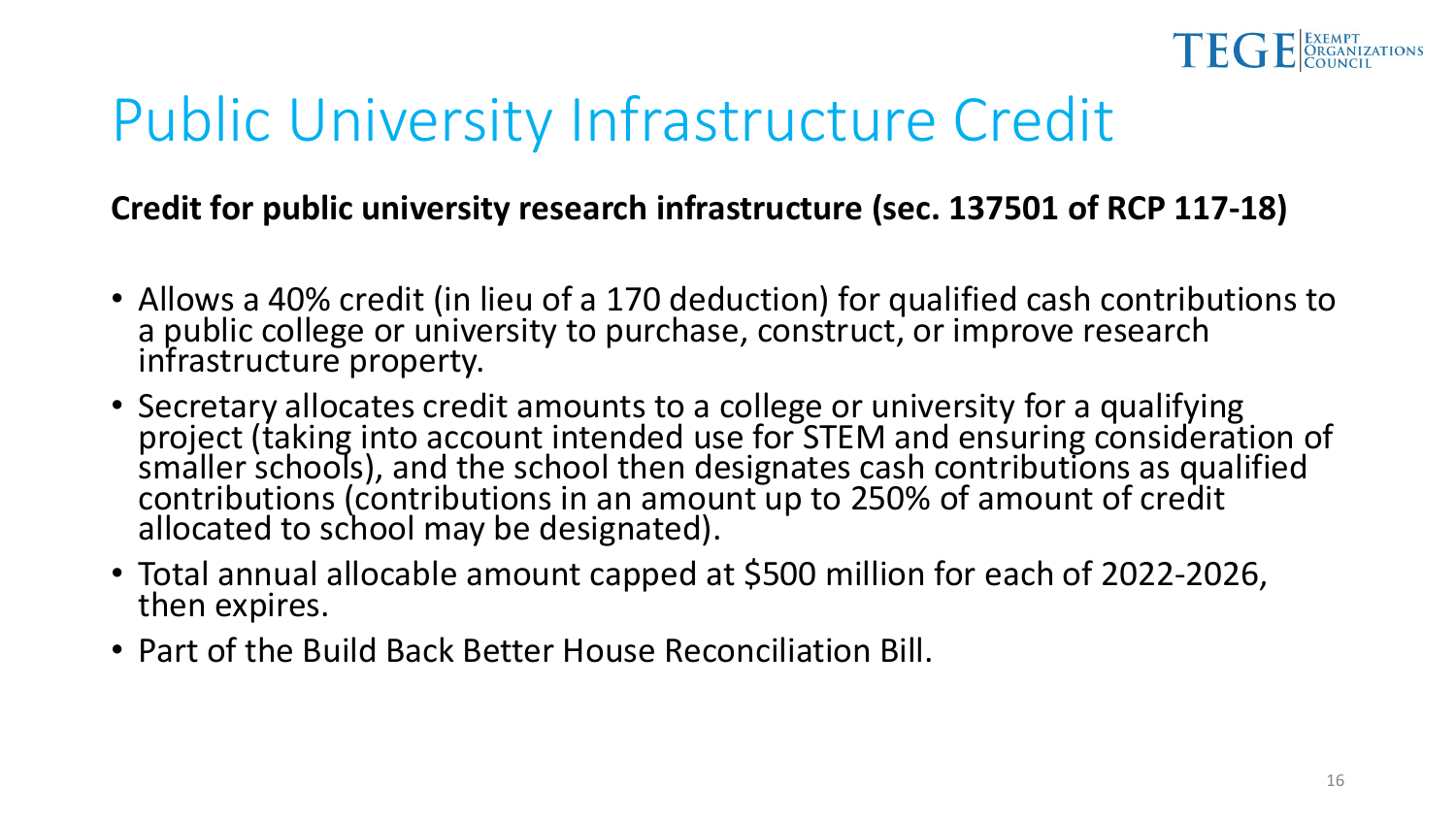# Public University Infrastructure Credit

**Credit for public university research infrastructure (sec. 137501 of RCP 117-18)**

- Allows a 40% credit (in lieu of a 170 deduction) for qualified cash contributions to a public college or university to purchase, construct, or improve research infrastructure property.
- Secretary allocates credit amounts to a college or university for a qualifying project (taking into account intended use for STEM and ensuring consideration of smaller schools), and the school then designates cash contributions as qualified contributions (contributions in an amount up to 250% of amount of credit allocated to school may be designated).
- Total annual allocable amount capped at $500 million for each of 2022-2026, then expires.
- Part of the Build Back Better House Reconciliation Bill.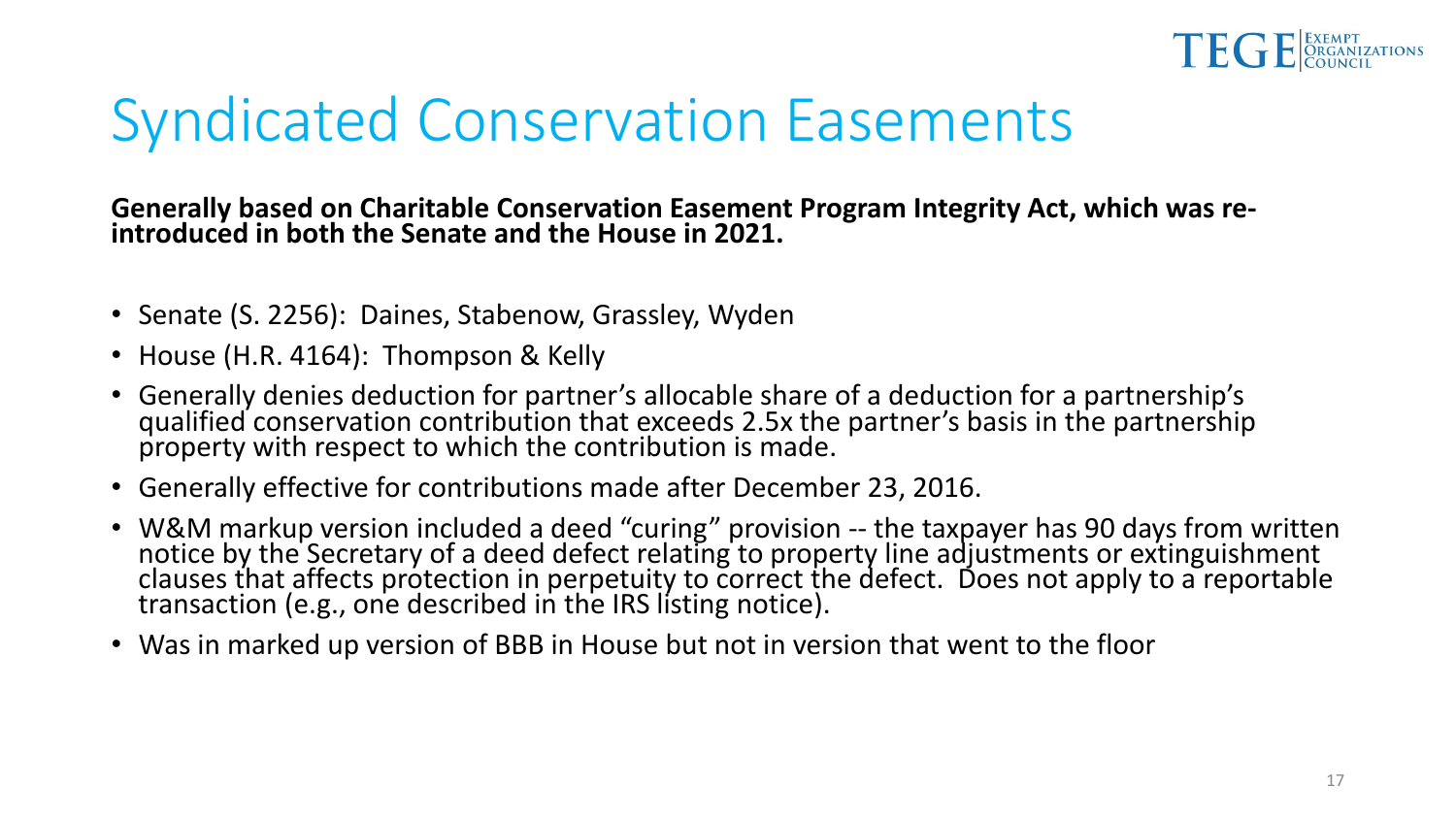# Syndicated Conservation Easements

**Generally based on Charitable Conservation Easement Program Integrity Act, which was re-introduced in both the Senate and the House in 2021.**

- Senate (S. 2256): Daines, Stabenow, Grassley, Wyden
- House (H.R. 4164): Thompson & Kelly
- Generally denies deduction for partner's allocable share of a deduction for a partnership's qualified conservation contribution that exceeds 2.5x the partner's basis in the partnership property with respect to which the contribution is made.
- Generally effective for contributions made after December 23, 2016.
- W&M markup version included a deed "curing" provision -- the taxpayer has 90 days from written notice by the Secretary of a deed defect relating to property line adjustments or extinguishment clauses that affects protection in perpetuity to correct the defect. Does not apply to a reportable transaction (e.g., one described in the IRS listing notice).
- Was in marked up version of BBB in House but not in version that went to the floor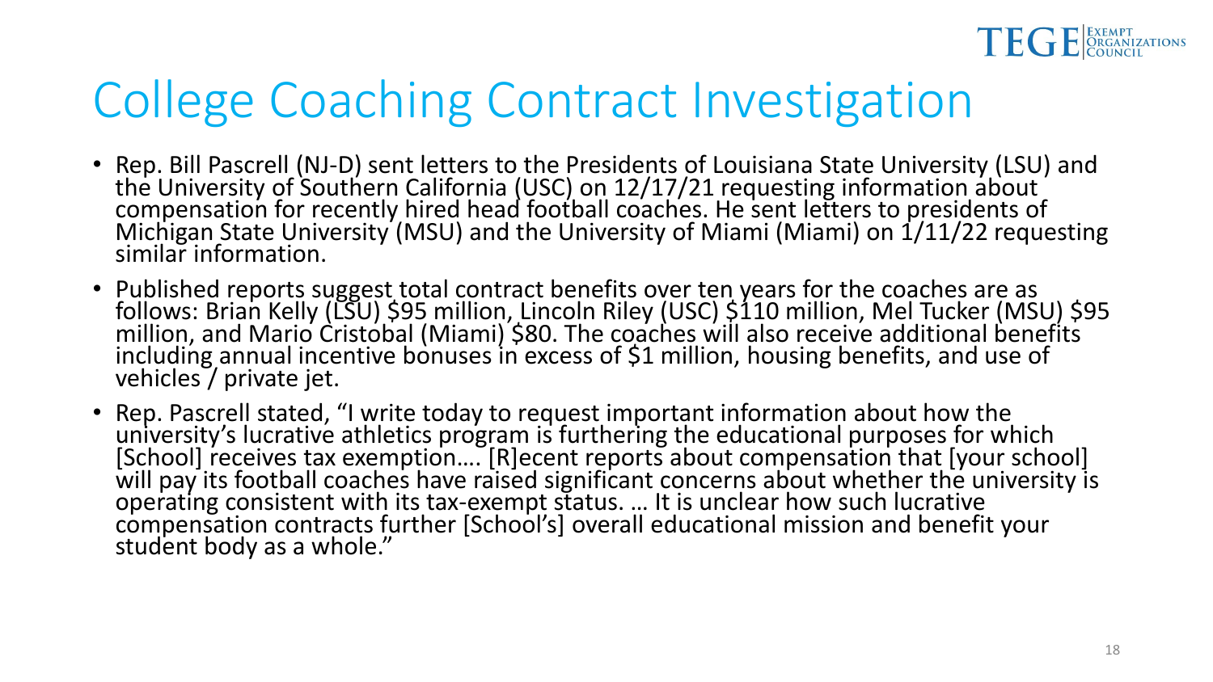# College Coaching Contract Investigation

- Rep. Bill Pascrell (NJ-D) sent letters to the Presidents of Louisiana State University (LSU) and the University of Southern California (USC) on 12/17/21 requesting information about compensation for recently hired head football coaches. He sent letters to presidents of Michigan State University (MSU) and the University of Miami (Miami) on 1/11/22 requesting similar information.
- Published reports suggest total contract benefits over ten years for the coaches are as follows: Brian Kelly (LSU) $95 million, Lincoln Riley (USC) $110 million, Mel Tucker (MSU) $95 million, and Mario Cristobal (Miami) $80. The coaches will also receive additional benefits including annual incentive bonuses in excess of $1 million, housing benefits, and use of vehicles / private jet.
- Rep. Pascrell stated, "I write today to request important information about how the university's lucrative athletics program is furthering the educational purposes for which [School] receives tax exemption…. [R]ecent reports about compensation that [your school] will pay its football coaches have raised significant concerns about whether the university is operating consistent with its tax-exempt status. … It is unclear how such lucrative compensation contracts further [School's] overall educational mission and benefit your student body as a whole."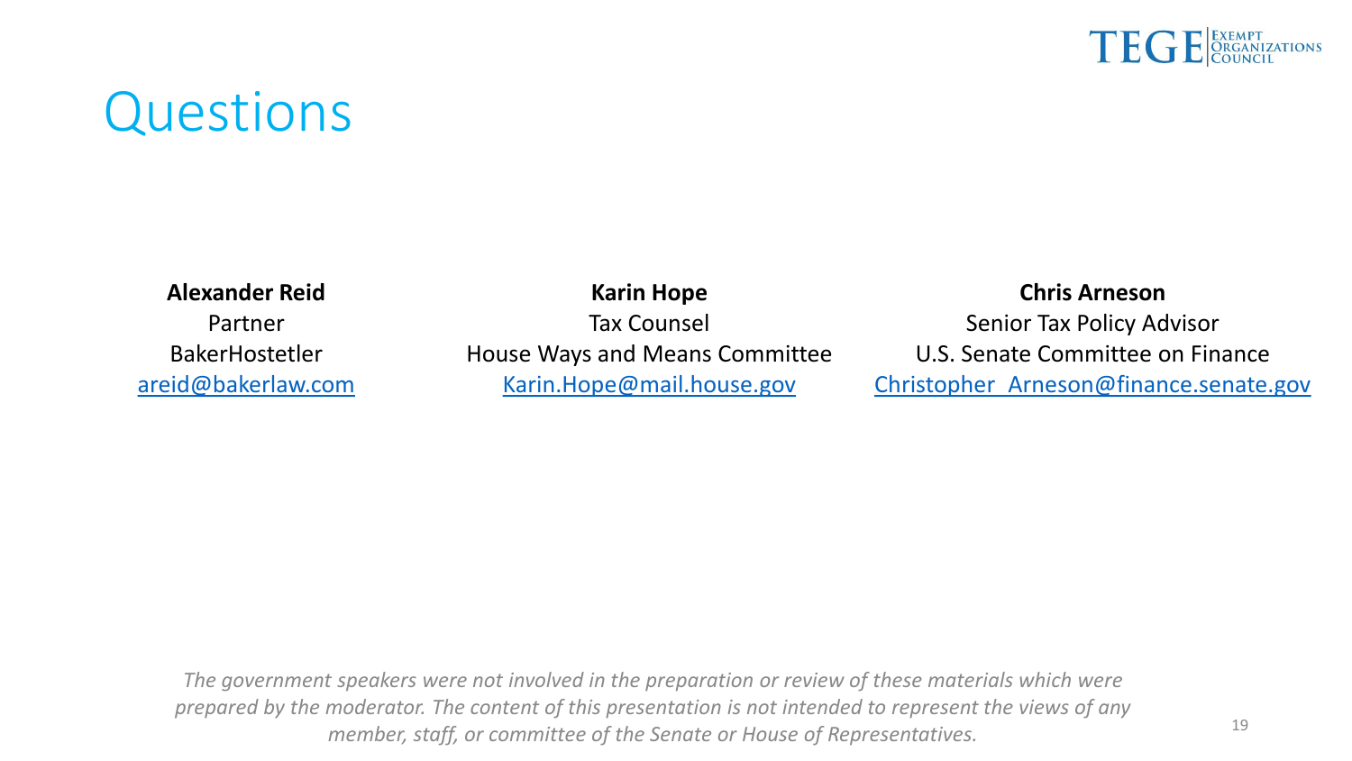# Questions

**Alexander Reid**
Partner
BakerHostetler
areid@bakerlaw.com

**Karin Hope**
Tax Counsel
House Ways and Means Committee
Karin.Hope@mail.house.gov

**Chris Arneson**
Senior Tax Policy Advisor
U.S. Senate Committee on Finance
Christopher_Arneson@finance.senate.gov

*The government speakers were not involved in the preparation or review of these materials which were prepared by the moderator. The content of this presentation is not intended to represent the views of any member, staff, or committee of the Senate or House of Representatives.*